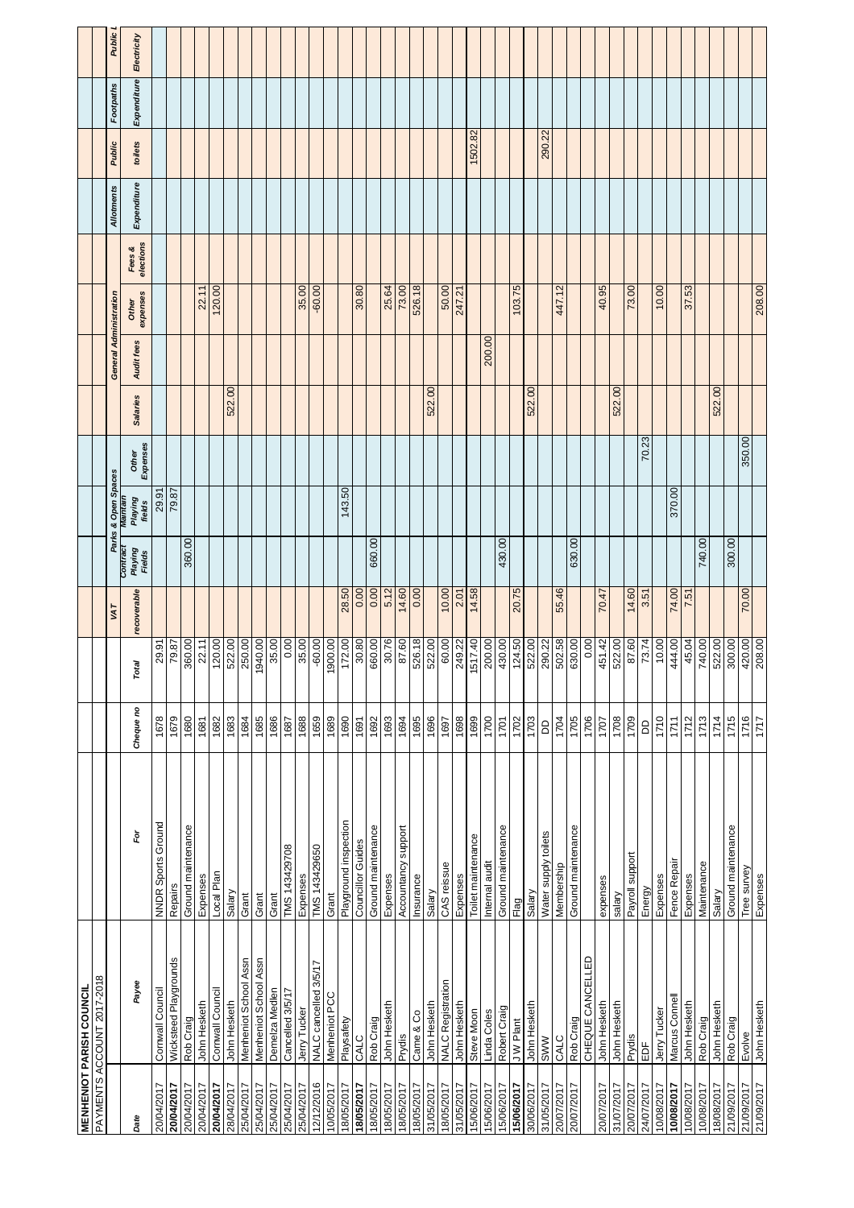# MENHENIOT PARISH COUNCIL

PAYMENTS ACCOUNT 2017-2018

| Date | Payee | For | Cheque no | Total | VAT | Parks & Open Spaces | | | General Administration | | | | Allotments | Public | Footpaths | Public L |
|---|---|---|---|---|---|---|---|---|---|---|---|---|---|---|---|---|
| | | | | | *recoverable* | *Contract Playing Fields* | *Maintain Playing fields* | *Other Expenses* | *Salaries* | *Audit fees* | *Other expenses* | *Fees & elections* | *Expenditure* | *toilets* | *Expenditure* | *Electricity* |
| 20/04/2017 | Cornwall Council | NNDR Sports Ground | 1678 | 29.91 | | | 29.91 | | | | | | | | | |
| **20/04/2017** | Wicksteed Playgrounds | Repairs | 1679 | 79.87 | | | 79.87 | | | | | | | | | |
| 20/04/2017 | Rob Craig | Ground maintenance | 1680 | 360.00 | | 360.00 | | | | | | | | | | |
| 20/04/2017 | John Hesketh | Expenses | 1681 | 22.11 | | | | | | | 22.11 | | | | | |
| **20/04/2017** | Cornwall Council | Local Plan | 1682 | 120.00 | | | | | | | 120.00 | | | | | |
| 28/04/2017 | John Hesketh | Salary | 1683 | 522.00 | | | | | 522.00 | | | | | | | |
| 25/04/2017 | Menheniot School Assn | Grant | 1684 | 250.00 | | | | | | | | | | | | |
| 25/04/2017 | Menheniot School Assn | Grant | 1685 | 1940.00 | | | | | | | | | | | | |
| 25/04/2017 | Demelza Medlen | Grant | 1686 | 35.00 | | | | | | | | | | | | |
| 25/04/2017 | Cancelled 3/5/17 | TMS 143429708 | 1687 | 0.00 | | | | | | | | | | | | |
| 25/04/2017 | Jerry Tucker | Expenses | 1688 | 35.00 | | | | | | | 35.00 | | | | | |
| 12/12/2016 | NALC cancelled 3/5/17 | TMS 143429650 | 1659 | -60.00 | | | | | | | -60.00 | | | | | |
| 10/05/2017 | Menheniot PCC | Grant | 1689 | 1900.00 | | | | | | | | | | | | |
| 18/05/2017 | Playsafety | Playground inspection | 1690 | 172.00 | 28.50 | | 143.50 | | | | | | | | | |
| **18/05/2017** | CALC | Councillor Guides | 1691 | 30.80 | 0.00 | | | | | | 30.80 | | | | | |
| 18/05/2017 | Rob Craig | Ground maintenance | 1692 | 660.00 | 0.00 | 660.00 | | | | | | | | | | |
| 18/05/2017 | John Hesketh | Expenses | 1693 | 30.76 | 5.12 | | | | | | 25.64 | | | | | |
| 18/05/2017 | Prydis | Accountancy support | 1694 | 87.60 | 14.60 | | | | | | 73.00 | | | | | |
| 18/05/2017 | Came & Co | Insurance | 1695 | 526.18 | 0.00 | | | | | | 526.18 | | | | | |
| 31/05/2017 | John Hesketh | Salary | 1696 | 522.00 | | | | | 522.00 | | | | | | | |
| 18/05/2017 | NALC Registration | CAS reissue | 1697 | 60.00 | 10.00 | | | | | | 50.00 | | | | | |
| 31/05/2017 | John Hesketh | Expenses | 1698 | 249.22 | 2.01 | | | | | | 247.21 | | | | | |
| 15/06/2017 | Steve Moon | Toilet maintenance | 1699 | 1517.40 | 14.58 | | | | | | | | | 1502.82 | | |
| 15/06/2017 | Linda Coles | Internal audit | 1700 | 200.00 | | | | | | 200.00 | | | | | | |
| 15/06/2017 | Robert Craig | Ground maintenance | 1701 | 430.00 | | 430.00 | | | | | | | | | | |
| **15/06/2017** | J W Plant | Flag | 1702 | 124.50 | 20.75 | | | | | | 103.75 | | | | | |
| 30/06/2017 | John Hesketh | Salary | 1703 | 522.00 | | | | | 522.00 | | | | | | | |
| 31/05/2017 | SWW | Water supply toilets | DD | 290.22 | | | | | | | | | | 290.22 | | |
| 20/07/2017 | CALC | Membership | 1704 | 502.58 | 55.46 | | | | | | 447.12 | | | | | |
| 20/07/2017 | Rob Craig | Ground maintenance | 1705 | 630.00 | | 630.00 | | | | | | | | | | |
| | CHEQUE CANCELLED | | 1706 | 0.00 | | | | | | | | | | | | |
| 20/07/2017 | John Hesketh | expenses | 1707 | 451.42 | 70.47 | | | | | | 40.95 | | | | | |
| 31/07/2017 | John Hesketh | salary | 1708 | 522.00 | | | | | 522.00 | | | | | | | |
| 20/07/2017 | Prydis | Payroll support | 1709 | 87.60 | 14.60 | | | | | | 73.00 | | | | | |
| 24/07/2017 | EDF | Energy | DD | 73.74 | 3.51 | | | 70.23 | | | | | | | | |
| 10/08/2017 | Jerry Tucker | Expenses | 1710 | 10.00 | | | | | | | 10.00 | | | | | |
| **10/08/2017** | Marcus Connell | Fence Repair | 1711 | 444.00 | 74.00 | | 370.00 | | | | | | | | | |
| 10/08/2017 | John Hesketh | Expenses | 1712 | 45.04 | 7.51 | | | | | | 37.53 | | | | | |
| 10/08/2017 | Rob Craig | Maintenance | 1713 | 740.00 | | 740.00 | | | | | | | | | | |
| 18/08/2017 | John Hesketh | Salary | 1714 | 522.00 | | | | | 522.00 | | | | | | | |
| 21/09/2017 | Rob Craig | Ground maintenance | 1715 | 300.00 | | 300.00 | | | | | | | | | | |
| 21/09/2017 | Evolve | Tree survey | 1716 | 420.00 | 70.00 | | | 350.00 | | | | | | | | |
| 21/09/2017 | John Hesketh | Expenses | 1717 | 208.00 | | | | | | | 208.00 | | | | | |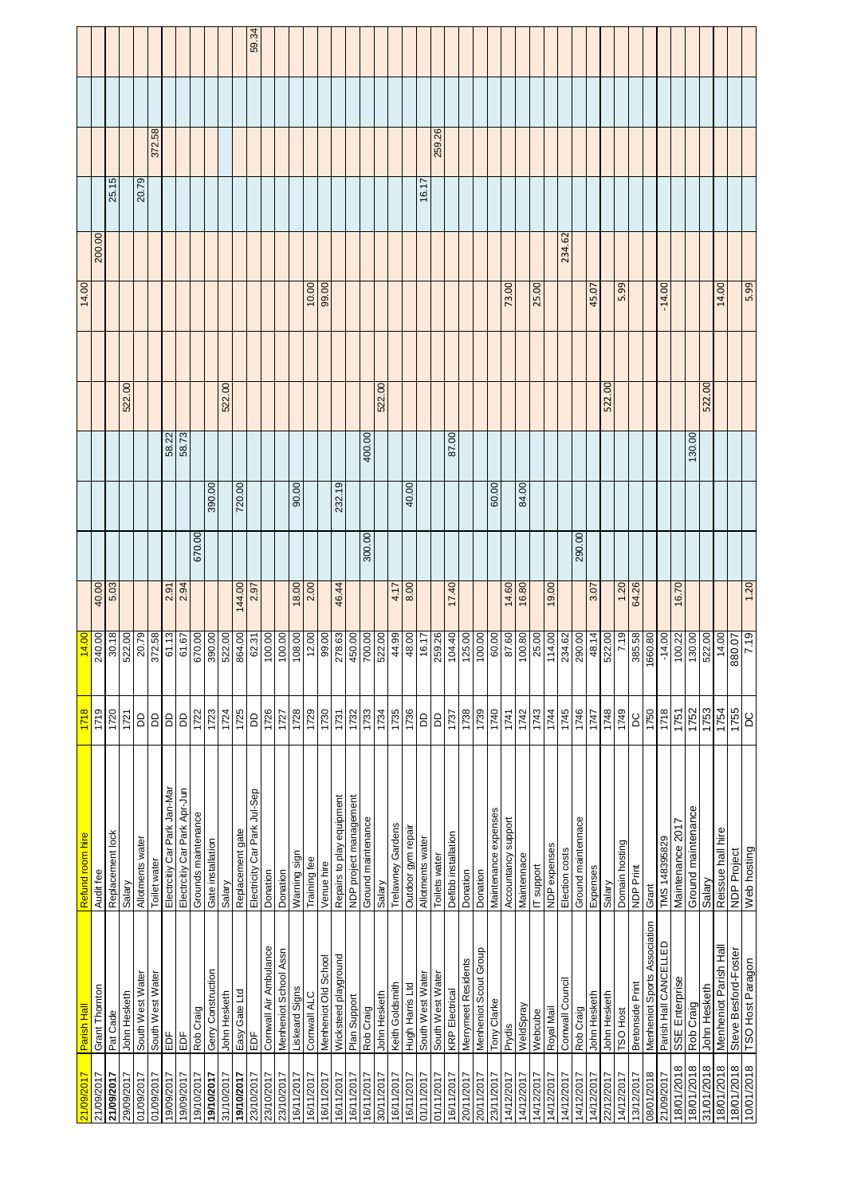| | | | | | | | | | | | | | | | | |
|---|---|---|---|---|---|---|---|---|---|---|---|---|---|---|---|---|
| 21/09/2017 | Parish Hall | Refund room hire | 1718 | 14.00 | | | | | | | 14.00 | | | | | |
| 21/09/2017 | Grant Thornton | Audit fee | 1719 | 240.00 | 40.00 | | | | | | | 200.00 | | | | |
| 21/09/2017 | Pat Cade | Replacement lock | 1720 | 30.18 | 5.03 | | | | | | | | 25.15 | | | |
| 29/09/2017 | John Hesketh | Salary | 1721 | 522.00 | | | | | 522.00 | | | | | | | |
| 01/09/2017 | South West Water | Allotments water | DD | 20.79 | | | | | | | | | 20.79 | | | |
| 01/09/2017 | South West Water | Toilet water | DD | 372.58 | | | | | | | | | | 372.58 | | |
| 19/09/2017 | EDF | Electricity Car Park Jan-Mar | DD | 61.13 | 2.91 | | | 58.22 | | | | | | | | |
| 19/09/2017 | EDF | Electricity Car Park Apr-Jun | DD | 61.67 | 2.94 | | | 58.73 | | | | | | | | |
| 19/10/2017 | Rob Craig | Grounds maintenance | 1722 | 670.00 | | 670.00 | | | | | | | | | | |
| 19/10/2017 | Gerry Construction | Gate installation | 1723 | 390.00 | | | 390.00 | | | | | | | | | |
| 31/10/2017 | John Hesketh | Salary | 1724 | 522.00 | | | | | 522.00 | | | | | | | |
| 19/10/2017 | Easy Gate Ltd | Replacement gate | 1725 | 864.00 | 144.00 | | 720.00 | | | | | | | | | |
| 23/10/2017 | EDF | Electricity Car Park Jul-Sep | DD | 62.31 | 2.97 | | | | | | | | | | | 59.34 |
| 23/10/2017 | Cornwall Air Ambulance | Donation | 1726 | 100.00 | | | | | | | | | | | | |
| 23/10/2017 | Menheniot School Assn | Donation | 1727 | 100.00 | | | | | | | | | | | | |
| 16/11/2017 | Liskeard Signs | Warning sign | 1728 | 108.00 | 18.00 | | 90.00 | | | | | | | | | |
| 16/11/2017 | Cornwall ALC | Training fee | 1729 | 12.00 | 2.00 | | | | | | 10.00 | | | | | |
| 16/11/2017 | Menheniot Old School | Venue hire | 1730 | 99.00 | | | | | | | 99.00 | | | | | |
| 16/11/2017 | Wicksteed playground | Repairs to play equipment | 1731 | 278.63 | 46.44 | | 232.19 | | | | | | | | | |
| 16/11/2017 | Plan Support | NDP project management | 1732 | 450.00 | | | | | | | | | | | | |
| 16/11/2017 | Rob Craig | Ground maintenance | 1733 | 700.00 | | 300.00 | | 400.00 | | | | | | | | |
| 30/11/2017 | John Hesketh | Salary | 1734 | 522.00 | | | | | 522.00 | | | | | | | |
| 16/11/2017 | Keith Goldsmith | Trelawney Gardens | 1735 | 44.99 | 4.17 | | | | | | | | | | | |
| 16/11/2017 | Hugh Harris Ltd | Outdoor gym repair | 1736 | 48.00 | 8.00 | | 40.00 | | | | | | | | | |
| 01/11/2017 | South West Water | Allotments water | DD | 16.17 | | | | | | | | | 16.17 | | | |
| 01/11/2017 | South West Water | Toilets water | DD | 259.26 | | | | | | | | | | 259.26 | | |
| 16/11/2017 | KRP Electrical | Defibb installation | 1737 | 104.40 | 17.40 | | | 87.00 | | | | | | | | |
| 20/11/2017 | Merrymeet Residents | Donation | 1738 | 125.00 | | | | | | | | | | | | |
| 20/11/2017 | Menheniot Scout Group | Donation | 1739 | 100.00 | | | | | | | | | | | | |
| 23/11/2017 | Tony Clarke | Maintenance expenses | 1740 | 60.00 | | | 60.00 | | | | | | | | | |
| 14/12/2017 | Prydis | Accountancy support | 1741 | 87.60 | 14.60 | | | | | | 73.00 | | | | | |
| 14/12/2017 | WeldSpray | Maintennace | 1742 | 100.80 | 16.80 | | 84.00 | | | | | | | | | |
| 14/12/2017 | Webcube | IT support | 1743 | 25.00 | | | | | | | 25.00 | | | | | |
| 14/12/2017 | Royal Mail | NDP expenses | 1744 | 114.00 | 19.00 | | | | | | | | | | | |
| 14/12/2017 | Cornwall Council | Election costs | 1745 | 234.62 | | | | | | | | 234.62 | | | | |
| 14/12/2017 | Rob Craig | Ground maintennace | 1746 | 290.00 | | 290.00 | | | | | | | | | | |
| 14/12/2017 | John Hesketh | Expenses | 1747 | 48.14 | 3.07 | | | | | | 45.07 | | | | | |
| 22/12/2017 | John Hesketh | Salary | 1748 | 522.00 | | | | | 522.00 | | | | | | | |
| 14/12/2017 | TSO Host | Domain hosting | 1749 | 7.19 | 1.20 | | | | | | 5.99 | | | | | |
| 13/12/2017 | Bretonside Print | NDP Print | DC | 385.58 | 64.26 | | | | | | | | | | | |
| 08/01/2018 | Menheniot Sports Association | Grant | 1750 | 1660.80 | | | | | | | | | | | | |
| 21/09/2017 | Parish Hall CANCELLED | TMS 148395829 | 1718 | -14.00 | | | | | | | -14.00 | | | | | |
| 18/01/2018 | SSE Enterprise | Maintenance 2017 | 1751 | 100.22 | 16.70 | | | | | | | | | | | |
| 18/01/2018 | Rob Craig | Ground maintenance | 1752 | 130.00 | | | | 130.00 | | | | | | | | |
| 31/01/2018 | John Hesketh | Salary | 1753 | 522.00 | | | | | 522.00 | | | | | | | |
| 18/01/2018 | Menheniot Parish Hall | Reissue hall hire | 1754 | 14.00 | | | | | | | 14.00 | | | | | |
| 18/01/2018 | Steve Besford-Foster | NDP Project | 1755 | 880.07 | | | | | | | | | | | | |
| 10/01/2018 | TSO Host Paragon | Web hosting | DC | 7.19 | 1.20 | | | | | | 5.99 | | | | | |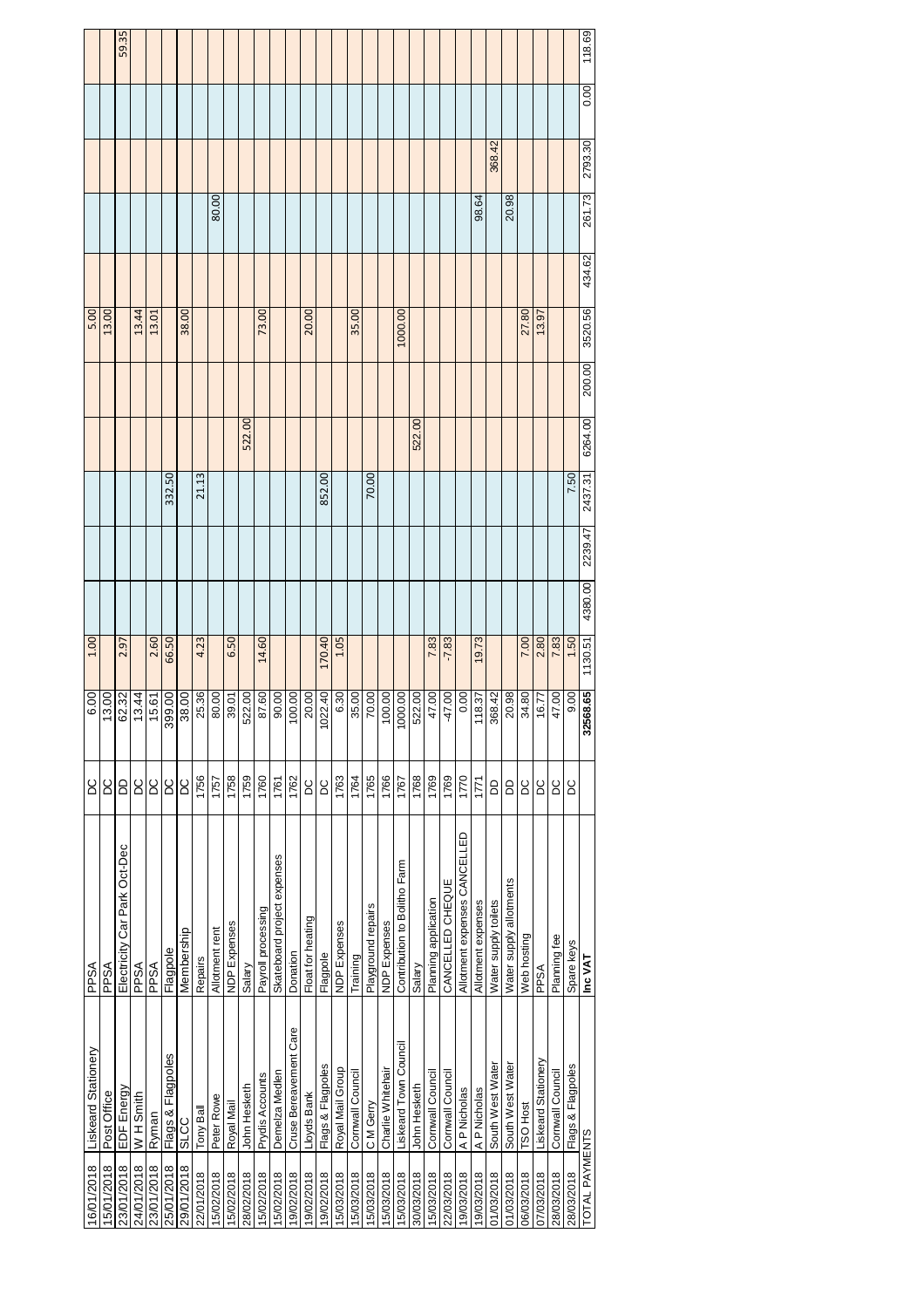| | | | | | | | | | | | | | | | | |
|---|---|---|---|---|---|---|---|---|---|---|---|---|---|---|---|---|
| 16/01/2018 | Liskeard Stationery | PPSA | DC | 6.00 | 1.00 | | | | | | 5.00 | | | | | |
| 15/01/2018 | Post Office | PPSA | DC | 13.00 | | | | | | | 13.00 | | | | | |
| 23/01/2018 | EDF Energy | Electricity Car Park Oct-Dec | DD | 62.32 | 2.97 | | | | | | | | | | | 59.35 |
| 24/01/2018 | W H Smith | PPSA | DC | 13.44 | | | | | | | 13.44 | | | | | |
| 23/01/2018 | Ryman | PPSA | DC | 15.61 | 2.60 | | | | | | 13.01 | | | | | |
| 25/01/2018 | Flags & Flagpoles | Flagpole | DC | 399.00 | 66.50 | | | 332.50 | | | | | | | | |
| 29/01/2018 | SLCC | Membership | DC | 38.00 | | | | | | | 38.00 | | | | | |
| 22/01/2018 | Tony Ball | Repairs | 1756 | 25.36 | 4.23 | | | 21.13 | | | | | | | | |
| 15/02/2018 | Peter Rowe | Allotment rent | 1757 | 80.00 | | | | | | | | | 80.00 | | | |
| 15/02/2018 | Royal Mail | NDP Expenses | 1758 | 39.01 | 6.50 | | | | | | | | | | | |
| 28/02/2018 | John Hesketh | Salary | 1759 | 522.00 | | | | | 522.00 | | | | | | | |
| 15/02/2018 | Prydis Accounts | Payroll processing | 1760 | 87.60 | 14.60 | | | | | | 73.00 | | | | | |
| 15/02/2018 | Demelza Medlen | Skateboard project expenses | 1761 | 90.00 | | | | | | | | | | | | |
| 19/02/2018 | Cruse Bereavement Care | Donation | 1762 | 100.00 | | | | | | | | | | | | |
| 19/02/2018 | Lloyds Bank | Float for heating | DC | 20.00 | | | | | | | 20.00 | | | | | |
| 19/02/2018 | Flags & Flagpoles | Flagpole | DC | 1022.40 | 170.40 | | | 852.00 | | | | | | | | |
| 15/03/2018 | Royal Mail Group | NDP Expenses | 1763 | 6.30 | 1.05 | | | | | | | | | | | |
| 15/03/2018 | Cornwall Council | Training | 1764 | 35.00 | | | | | | | 35.00 | | | | | |
| 15/03/2018 | C M Gerry | Playground repairs | 1765 | 70.00 | | | | 70.00 | | | | | | | | |
| 15/03/2018 | Charlie Whitehair | NDP Expenses | 1766 | 100.00 | | | | | | | | | | | | |
| 15/03/2018 | Liskeard Town Council | Contribution to Bolitho Farm | 1767 | 1000.00 | | | | | | | 1000.00 | | | | | |
| 30/03/2018 | John Hesketh | Salary | 1768 | 522.00 | | | | | 522.00 | | | | | | | |
| 15/03/2018 | Cornwall Council | Planning application | 1769 | 47.00 | 7.83 | | | | | | | | | | | |
| 22/03/2018 | Cornwall Council | CANCELLED CHEQUE | 1769 | -47.00 | -7.83 | | | | | | | | | | | |
| 19/03/2018 | A P Nicholas | Allotment expenses CANCELLED | 1770 | 0.00 | | | | | | | | | | | | |
| 19/03/2018 | A P Nicholas | Allotment expenses | 1771 | 118.37 | 19.73 | | | | | | | | 98.64 | | | |
| 01/03/2018 | South West Water | Water supply toilets | DD | 368.42 | | | | | | | | | | 368.42 | | |
| 01/03/2018 | South West Water | Water supply allotments | DD | 20.98 | | | | | | | | | 20.98 | | | |
| 06/03/2018 | TSO Host | Web hosting | DC | 34.80 | 7.00 | | | | | | 27.80 | | | | | |
| 07/03/2018 | Liskeard Stationery | PPSA | DC | 16.77 | 2.80 | | | | | | 13.97 | | | | | |
| 28/03/2018 | Cornwall Council | Planning fee | DC | 47.00 | 7.83 | | | | | | | | | | | |
| 28/03/2018 | Flags & Flagpoles | Spare keys | DC | 9.00 | 1.50 | | | 7.50 | | | | | | | | |
| TOTAL PAYMENTS | | **Inc VAT** | | **32568.65** | 1130.51 | 4380.00 | 2239.47 | 2437.31 | 6264.00 | 200.00 | 3520.56 | 434.62 | 261.73 | 2793.30 | 0.00 | 118.69 |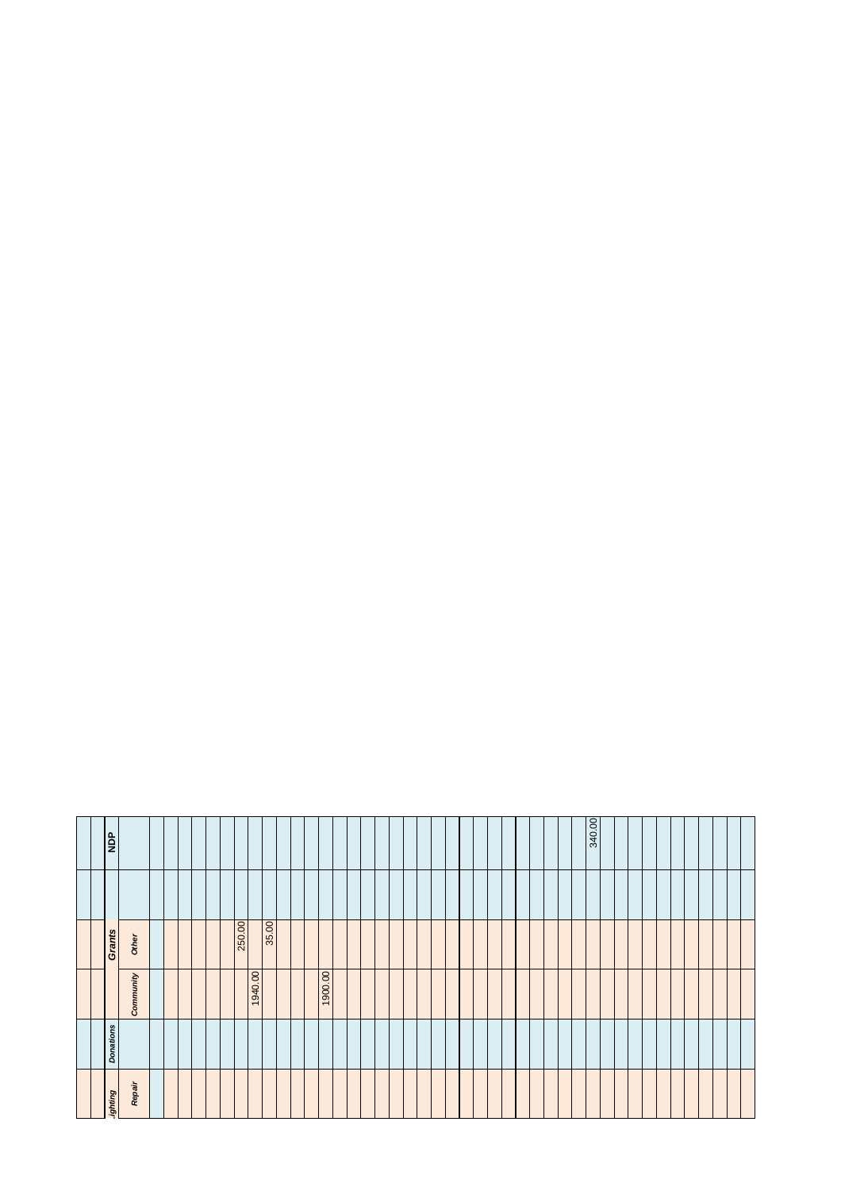| ighting | Donations | Grants | | | NDP |
|---|---|---|---|---|---|
| Repair | | Community | Other | | |
| | | | | | |
| | | | | | |
| | | | | | |
| | | | | | |
| | | | | | |
| | | | | | |
| | | | 250.00 | | |
| | | 1940.00 | | | |
| | | | 35.00 | | |
| | | | | | |
| | | | | | |
| | | | | | |
| | | 1900.00 | | | |
| | | | | | |
| | | | | | |
| | | | | | |
| | | | | | |
| | | | | | |
| | | | | | |
| | | | | | |
| | | | | | |
| | | | | | |
| | | | | | |
| | | | | | |
| | | | | | |
| | | | | | |
| | | | | | |
| | | | | | |
| | | | | | |
| | | | | | |
| | | | | | 340.00 |
| | | | | | |
| | | | | | |
| | | | | | |
| | | | | | |
| | | | | | |
| | | | | | |
| | | | | | |
| | | | | | |
| | | | | | |
| | | | | | |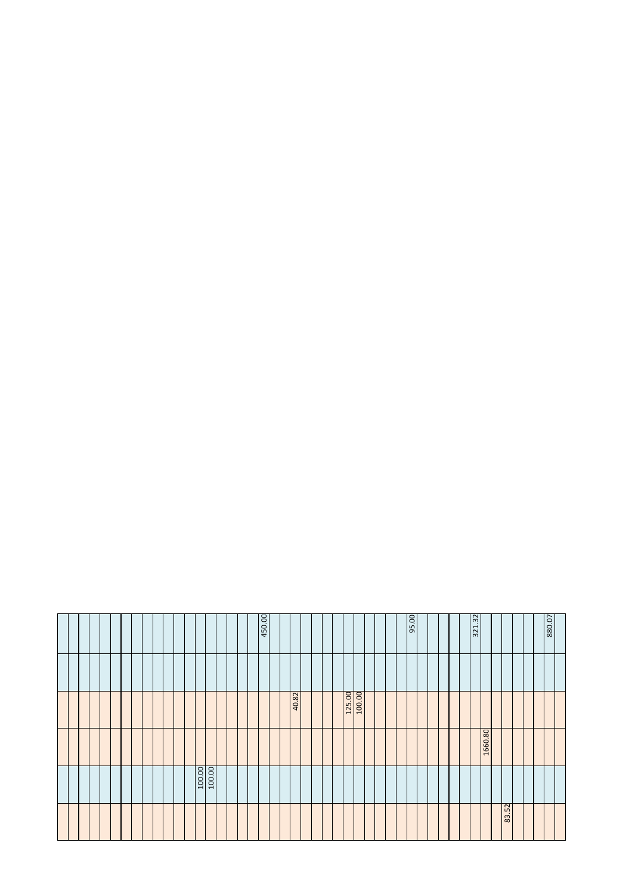| | | | | | |
|---|---|---|---|---|---|
| | | | | | |
| | | | | | |
| | | | | | |
| | | | | | |
| | | | | | |
| | | | | | |
| | | | | | |
| | | | | | |
| | | | | | |
| | | | | | |
| | | | | | |
| | | | | | |
| | | | | | |
| | 100.00 | | | | |
| | 100.00 | | | | |
| | | | | | |
| | | | | | |
| | | | | | |
| | | | | | |
| | | | | | 450.00 |
| | | | | | |
| | | | | | |
| | | | 40.82 | | |
| | | | | | |
| | | | | | |
| | | | | | |
| | | | | | |
| | | | 125.00 | | |
| | | | 100.00 | | |
| | | | | | |
| | | | | | |
| | | | | | |
| | | | | | |
| | | | | | 95.00 |
| | | | | | |
| | | | | | |
| | | | | | |
| | | | | | |
| | | | | | |
| | | | | | 321.32 |
| | | 1660.80 | | | |
| | | | | | |
| 83.52 | | | | | |
| | | | | | |
| | | | | | |
| | | | | | |
| | | | | | 880.07 |
| | | | | | |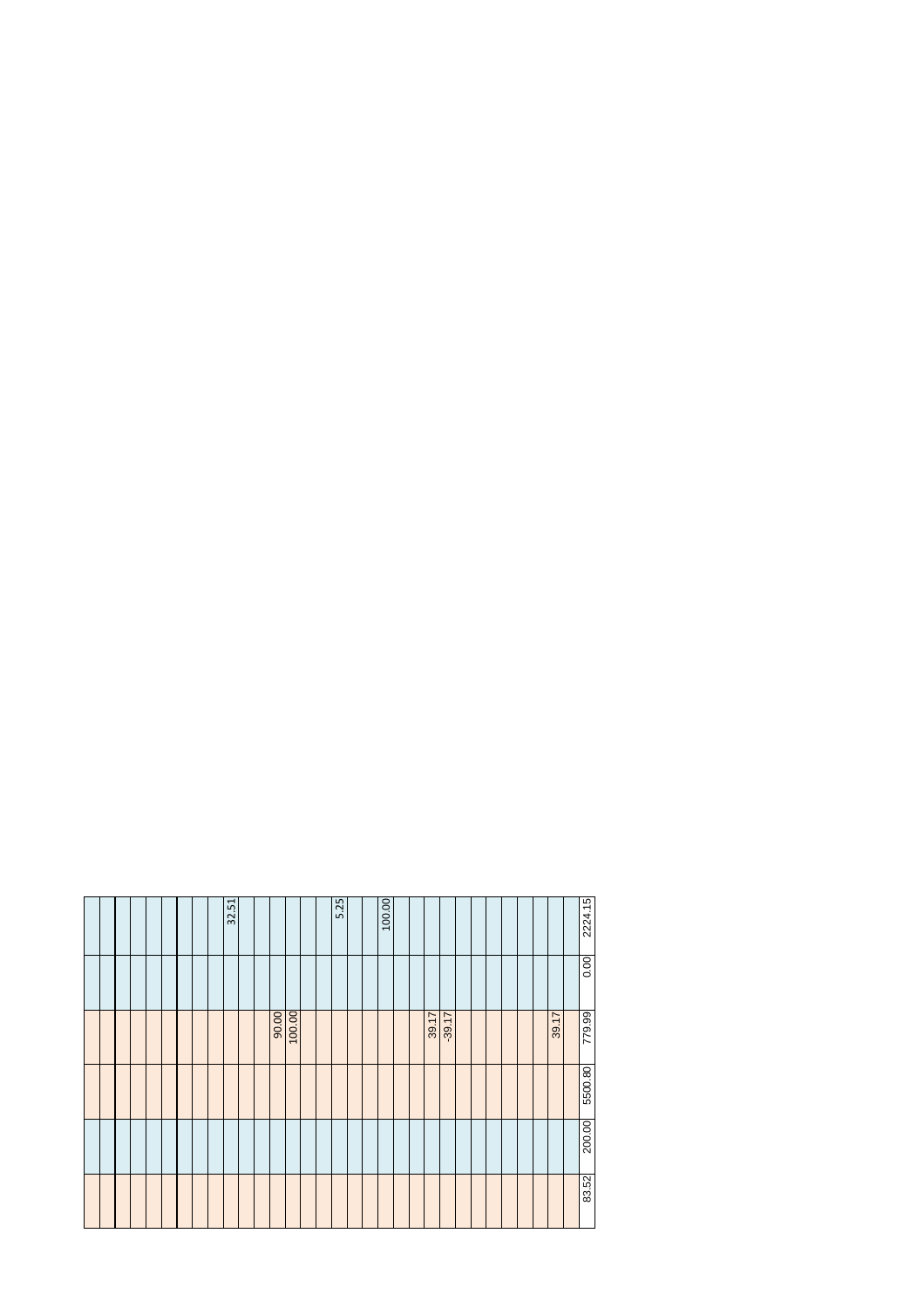| | | | | | |
|---|---|---|---|---|---|
| | | | | | |
| | | | | | |
| | | | | | |
| | | | | | |
| | | | | | |
| | | | | | |
| | | | | | |
| | | | | | |
| | | | | | |
| | | | | | 32.51 |
| | | | | | |
| | | | | | |
| | | | 90.00 | | |
| | | | 100.00 | | |
| | | | | | |
| | | | | | |
| | | | | | 5.25 |
| | | | | | |
| | | | | | |
| | | | | | 100.00 |
| | | | | | |
| | | | | | |
| | | | 39.17 | | |
| | | | -39.17 | | |
| | | | | | |
| | | | | | |
| | | | | | |
| | | | | | |
| | | | | | |
| | | | | | |
| | | | 39.17 | | |
| | | | | | |
| 83.52 | 200.00 | 5500.80 | 779.99 | 0.00 | 2224.15 |